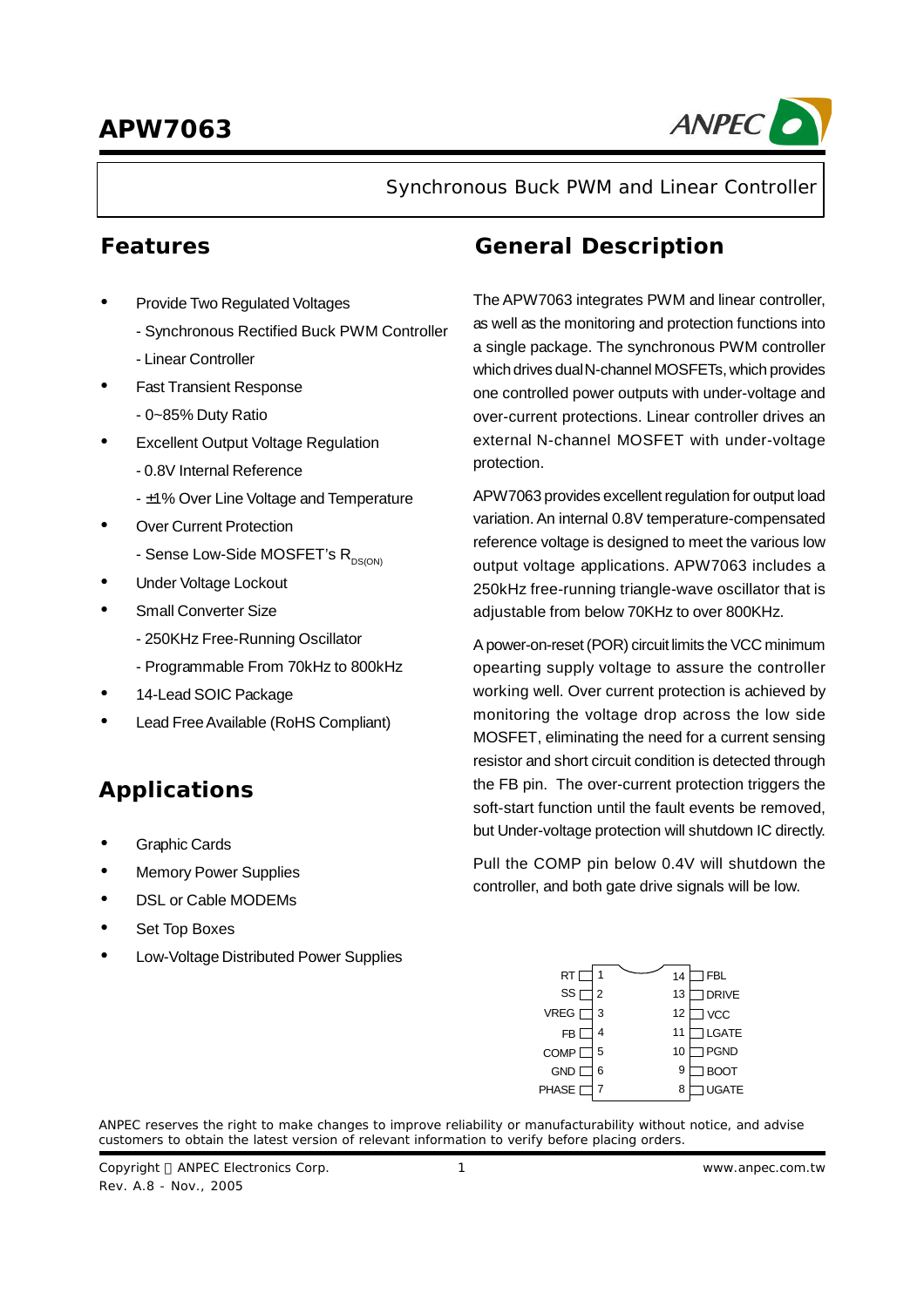# APW7063

Synchronous Buck PWM and Linear Controller

## Features

- Provide Two Regulated Voltages
  - Synchronous Rectified Buck PWM Controller
  - Linear Controller
- Fast Transient Response
  - 0~85% Duty Ratio
- Excellent Output Voltage Regulation
  - 0.8V Internal Reference
  - ±1% Over Line Voltage and Temperature
- Over Current Protection
  - Sense Low-Side MOSFET's $R_{DS(ON)}$
- Under Voltage Lockout
- Small Converter Size
  - 250KHz Free-Running Oscillator
  - Programmable From 70kHz to 800kHz
- 14-Lead SOIC Package
- Lead Free Available (RoHS Compliant)

## Applications

- Graphic Cards
- Memory Power Supplies
- DSL or Cable MODEMs
- Set Top Boxes
- Low-Voltage Distributed Power Supplies

## General Description

The APW7063 integrates PWM and linear controller, as well as the monitoring and protection functions into a single package. The synchronous PWM controller which drives dual N-channel MOSFETs, which provides one controlled power outputs with under-voltage and over-current protections. Linear controller drives an external N-channel MOSFET with under-voltage protection.

APW7063 provides excellent regulation for output load variation. An internal 0.8V temperature-compensated reference voltage is designed to meet the various low output voltage applications. APW7063 includes a 250kHz free-running triangle-wave oscillator that is adjustable from below 70KHz to over 800KHz.

A power-on-reset (POR) circuit limits the VCC minimum opearting supply voltage to assure the controller working well. Over current protection is achieved by monitoring the voltage drop across the low side MOSFET, eliminating the need for a current sensing resistor and short circuit condition is detected through the FB pin. The over-current protection triggers the soft-start function until the fault events be removed, but Under-voltage protection will shutdown IC directly.

Pull the COMP pin below 0.4V will shutdown the controller, and both gate drive signals will be low.

| Pin | Name | Pin | Name |
|---|---|---|---|
| 1 | RT | 14 | FBL |
| 2 | SS | 13 | DRIVE |
| 3 | VREG | 12 | VCC |
| 4 | FB | 11 | LGATE |
| 5 | COMP | 10 | PGND |
| 6 | GND | 9 | BOOT |
| 7 | PHASE | 8 | UGATE |

ANPEC reserves the right to make changes to improve reliability or manufacturability without notice, and advise customers to obtain the latest version of relevant information to verify before placing orders.

Copyright © ANPEC Electronics Corp.
Rev. A.8 - Nov., 2005

www.anpec.com.tw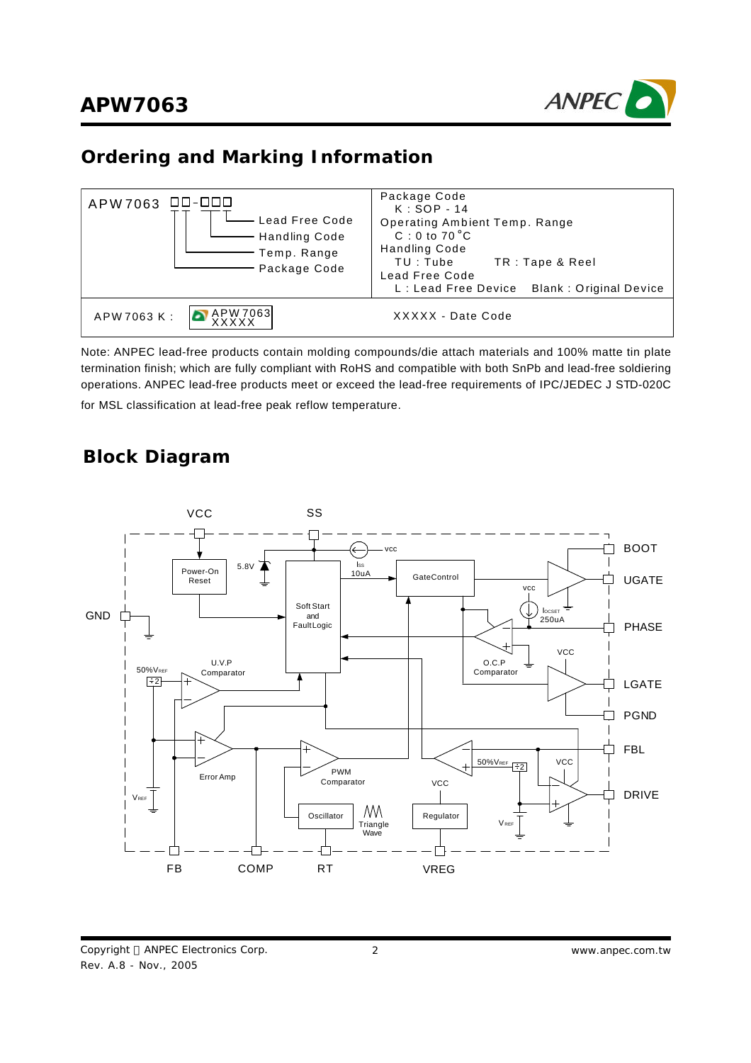## Ordering and Marking Information

| APW7063 □□-□□□ <br> Lead Free Code <br> Handling Code <br> Temp. Range <br> Package Code | Package Code <br> K : SOP - 14 <br> Operating Ambient Temp. Range <br> C : 0 to 70 °C <br> Handling Code <br> TU : Tube TR : Tape & Reel <br> Lead Free Code <br> L : Lead Free Device Blank : Original Device |
|---|---|
| APW7063 K : APW7063 XXXXX | XXXXX - Date Code |

Note: ANPEC lead-free products contain molding compounds/die attach materials and 100% matte tin plate termination finish; which are fully compliant with RoHS and compatible with both SnPb and lead-free soldiering operations. ANPEC lead-free products meet or exceed the lead-free requirements of IPC/JEDEC J STD-020C for MSL classification at lead-free peak reflow temperature.

## Block Diagram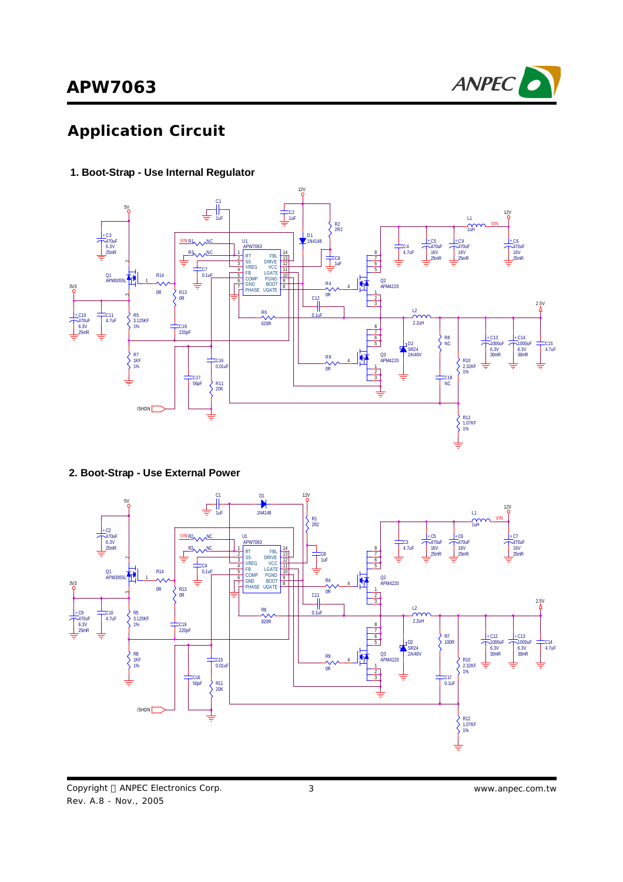## Application Circuit

### 1. Boot-Strap - Use Internal Regulator

### 2. Boot-Strap - Use External Power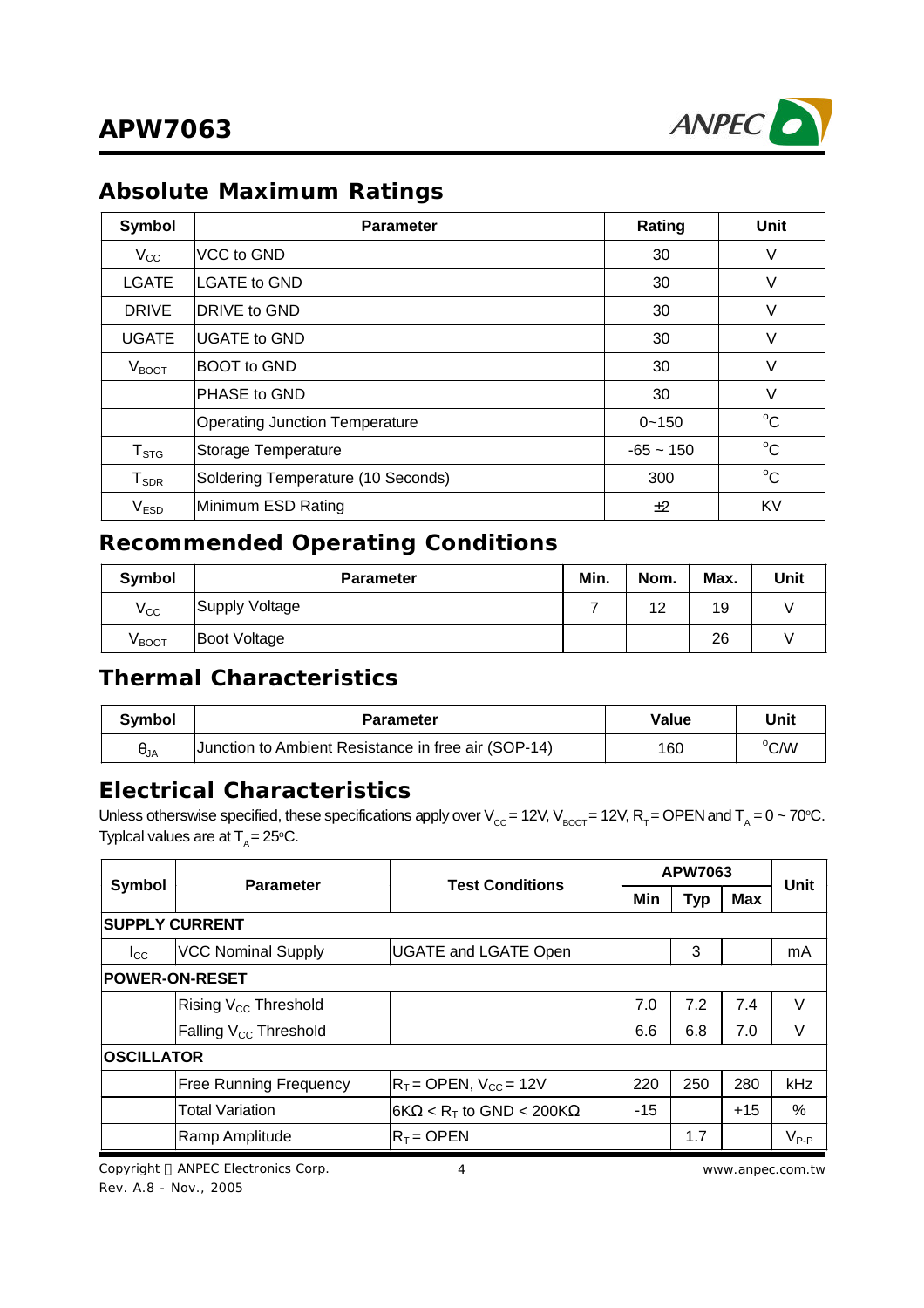## Absolute Maximum Ratings

| Symbol | Parameter | Rating | Unit |
|---|---|---|---|
| $V_{CC}$ | VCC to GND | 30 | V |
| LGATE | LGATE to GND | 30 | V |
| DRIVE | DRIVE to GND | 30 | V |
| UGATE | UGATE to GND | 30 | V |
| $V_{BOOT}$ | BOOT to GND | 30 | V |
| | PHASE to GND | 30 | V |
| | Operating Junction Temperature | 0~150 | °C |
| $T_{STG}$ | Storage Temperature | -65 ~ 150 | °C |
| $T_{SDR}$ | Soldering Temperature (10 Seconds) | 300 | °C |
| $V_{ESD}$ | Minimum ESD Rating | ±2 | KV |

## Recommended Operating Conditions

| Symbol | Parameter | Min. | Nom. | Max. | Unit |
|---|---|---|---|---|---|
| $V_{CC}$ | Supply Voltage | 7 | 12 | 19 | V |
| $V_{BOOT}$ | Boot Voltage | | | 26 | V |

## Thermal Characteristics

| Symbol | Parameter | Value | Unit |
|---|---|---|---|
| $\theta_{JA}$ | Junction to Ambient Resistance in free air (SOP-14) | 160 | °C/W |

## Electrical Characteristics

Unless otherswise specified, these specifications apply over $V_{CC}$ = 12V, $V_{BOOT}$ = 12V, $R_T$ = OPEN and $T_A$ = 0 ~ 70°C. Typlcal values are at $T_A$ = 25°C.

| Symbol | Parameter | Test Conditions | APW7063 | | | Unit |
|---|---|---|---|---|---|---|
| | | | Min | Typ | Max | |
| **SUPPLY CURRENT** | | | | | | |
| $I_{CC}$ | VCC Nominal Supply | UGATE and LGATE Open | | 3 | | mA |
| **POWER-ON-RESET** | | | | | | |
| | Rising $V_{CC}$ Threshold | | 7.0 | 7.2 | 7.4 | V |
| | Falling $V_{CC}$ Threshold | | 6.6 | 6.8 | 7.0 | V |
| **OSCILLATOR** | | | | | | |
| | Free Running Frequency | $R_T$ = OPEN, $V_{CC}$ = 12V | 220 | 250 | 280 | kHz |
| | Total Variation | 6KΩ < $R_T$ to GND < 200KΩ | -15 | | +15 | % |
| | Ramp Amplitude | $R_T$ = OPEN | | 1.7 | | $V_{P-P}$ |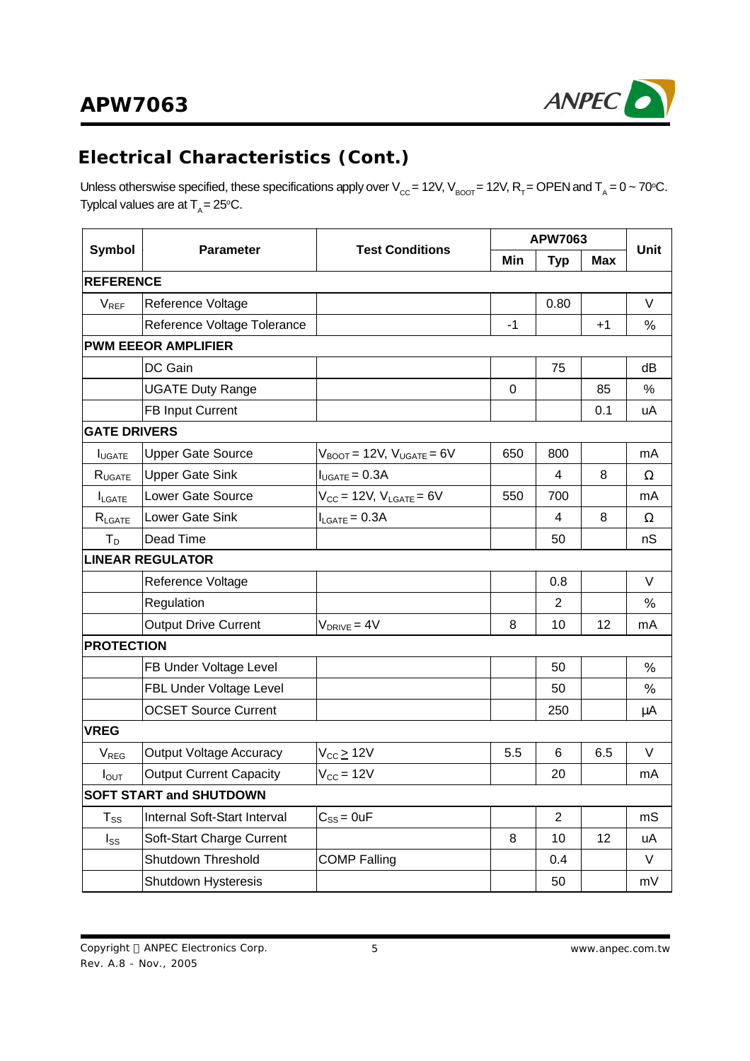## Electrical Characteristics (Cont.)

Unless otherswise specified, these specifications apply over $V_{CC}$ = 12V, $V_{BOOT}$ = 12V, $R_T$ = OPEN and $T_A$ = 0 ~ 70°C. Typlcal values are at $T_A$ = 25°C.

| Symbol | Parameter | Test Conditions | APW7063 | | | Unit |
|---|---|---|---|---|---|---|
| | | | Min | Typ | Max | |
| **REFERENCE** | | | | | | |
| $V_{REF}$ | Reference Voltage | | | 0.80 | | V |
| | Reference Voltage Tolerance | | -1 | | +1 | % |
| **PWM EEEOR AMPLIFIER** | | | | | | |
| | DC Gain | | | 75 | | dB |
| | UGATE Duty Range | | 0 | | 85 | % |
| | FB Input Current | | | | 0.1 | uA |
| **GATE DRIVERS** | | | | | | |
| $I_{UGATE}$ | Upper Gate Source | $V_{BOOT}$ = 12V, $V_{UGATE}$ = 6V | 650 | 800 | | mA |
| $R_{UGATE}$ | Upper Gate Sink | $I_{UGATE}$ = 0.3A | | 4 | 8 | Ω |
| $I_{LGATE}$ | Lower Gate Source | $V_{CC}$ = 12V, $V_{LGATE}$ = 6V | 550 | 700 | | mA |
| $R_{LGATE}$ | Lower Gate Sink | $I_{LGATE}$ = 0.3A | | 4 | 8 | Ω |
| $T_D$ | Dead Time | | | 50 | | nS |
| **LINEAR REGULATOR** | | | | | | |
| | Reference Voltage | | | 0.8 | | V |
| | Regulation | | | 2 | | % |
| | Output Drive Current | $V_{DRIVE}$ = 4V | 8 | 10 | 12 | mA |
| **PROTECTION** | | | | | | |
| | FB Under Voltage Level | | | 50 | | % |
| | FBL Under Voltage Level | | | 50 | | % |
| | OCSET Source Current | | | 250 | | μA |
| **VREG** | | | | | | |
| $V_{REG}$ | Output Voltage Accuracy | $V_{CC} \geq$ 12V | 5.5 | 6 | 6.5 | V |
| $I_{OUT}$ | Output Current Capacity | $V_{CC}$ = 12V | | 20 | | mA |
| **SOFT START and SHUTDOWN** | | | | | | |
| $T_{SS}$ | Internal Soft-Start Interval | $C_{SS}$ = 0uF | | 2 | | mS |
| $I_{SS}$ | Soft-Start Charge Current | | 8 | 10 | 12 | uA |
| | Shutdown Threshold | COMP Falling | | 0.4 | | V |
| | Shutdown Hysteresis | | | 50 | | mV |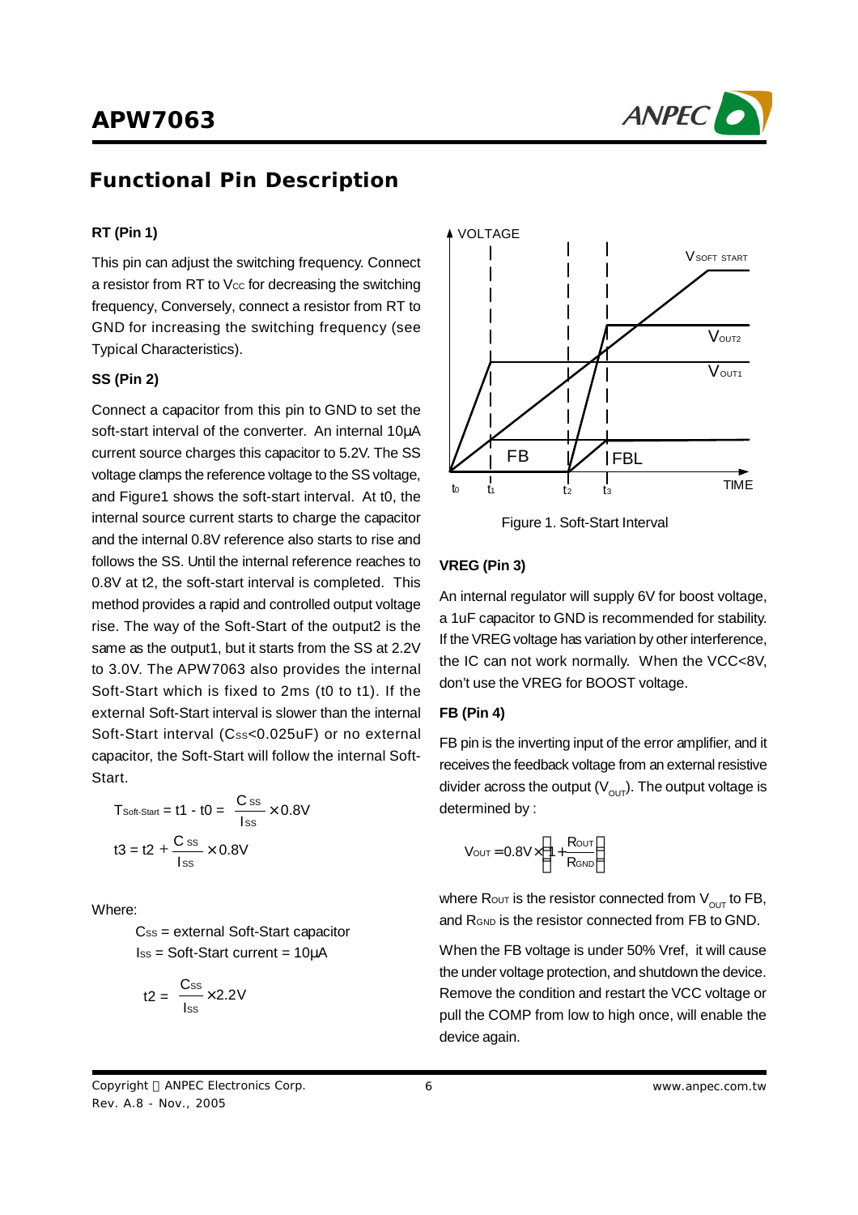## Functional Pin Description

### RT (Pin 1)

This pin can adjust the switching frequency. Connect a resistor from RT to $V_{CC}$ for decreasing the switching frequency, Conversely, connect a resistor from RT to GND for increasing the switching frequency (see Typical Characteristics).

### SS (Pin 2)

Connect a capacitor from this pin to GND to set the soft-start interval of the converter. An internal 10µA current source charges this capacitor to 5.2V. The SS voltage clamps the reference voltage to the SS voltage, and Figure1 shows the soft-start interval. At t0, the internal source current starts to charge the capacitor and the internal 0.8V reference also starts to rise and follows the SS. Until the internal reference reaches to 0.8V at t2, the soft-start interval is completed. This method provides a rapid and controlled output voltage rise. The way of the Soft-Start of the output2 is the same as the output1, but it starts from the SS at 2.2V to 3.0V. The APW7063 also provides the internal Soft-Start which is fixed to 2ms (t0 to t1). If the external Soft-Start interval is slower than the internal Soft-Start interval ($C_{SS}$<0.025uF) or no external capacitor, the Soft-Start will follow the internal Soft-Start.

$$T_{Soft\text{-}Start} = t1 - t0 = \frac{C_{SS}}{I_{SS}} \times 0.8V$$

$$t3 = t2 + \frac{C_{SS}}{I_{SS}} \times 0.8V$$

Where:

$C_{SS}$ = external Soft-Start capacitor

$I_{SS}$ = Soft-Start current = 10µA

$$t2 = \frac{C_{SS}}{I_{SS}} \times 2.2V$$

Figure 1. Soft-Start Interval

### VREG (Pin 3)

An internal regulator will supply 6V for boost voltage, a 1uF capacitor to GND is recommended for stability. If the VREG voltage has variation by other interference, the IC can not work normally. When the VCC<8V, don't use the VREG for BOOST voltage.

### FB (Pin 4)

FB pin is the inverting input of the error amplifier, and it receives the feedback voltage from an external resistive divider across the output ($V_{OUT}$). The output voltage is determined by :

$$V_{OUT} = 0.8V \times \left(1 + \frac{R_{OUT}}{R_{GND}}\right)$$

where $R_{OUT}$ is the resistor connected from $V_{OUT}$ to FB, and $R_{GND}$ is the resistor connected from FB to GND.

When the FB voltage is under 50% Vref, it will cause the under voltage protection, and shutdown the device. Remove the condition and restart the VCC voltage or pull the COMP from low to high once, will enable the device again.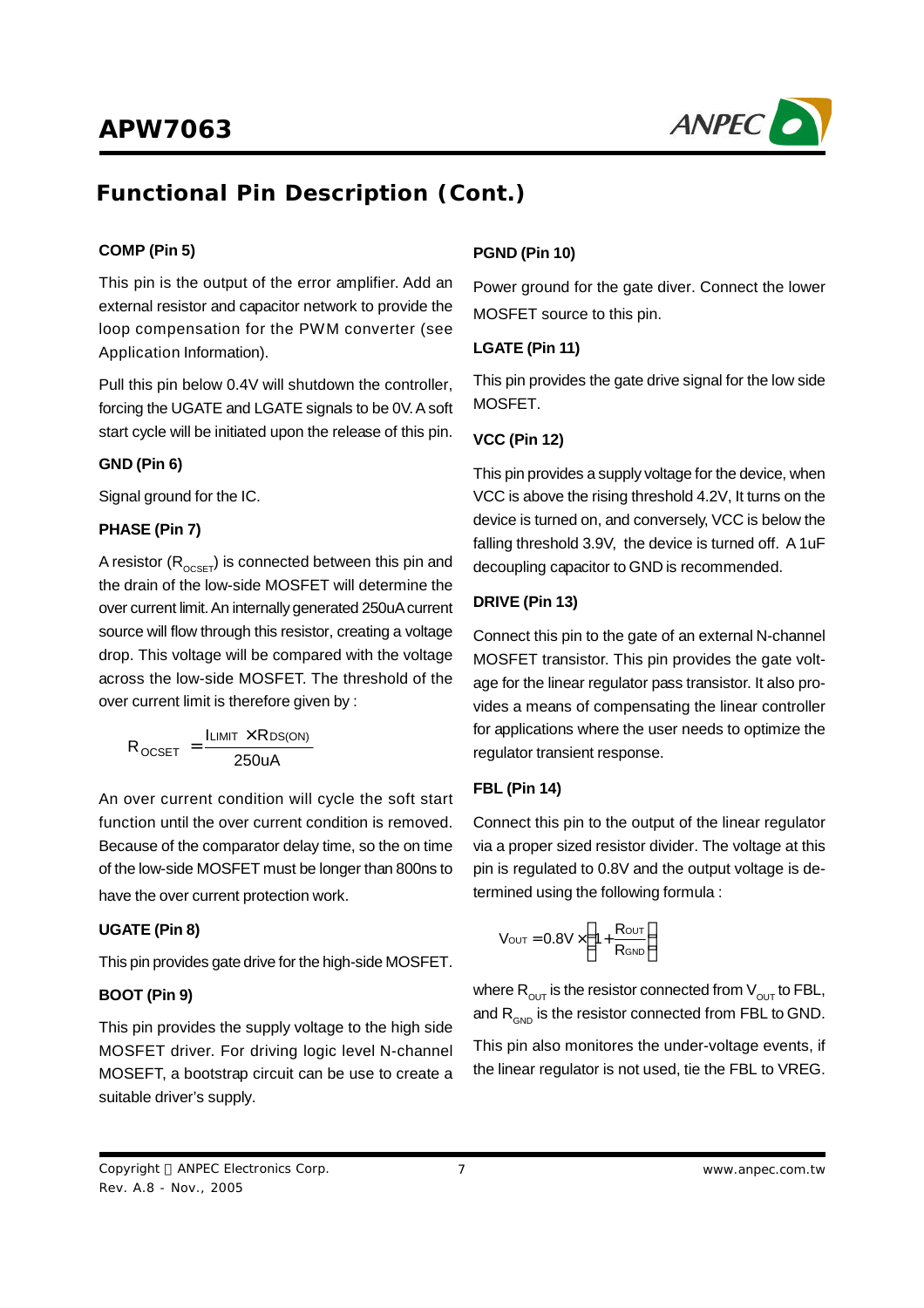## Functional Pin Description (Cont.)

**COMP (Pin 5)**

This pin is the output of the error amplifier. Add an external resistor and capacitor network to provide the loop compensation for the PWM converter (see Application Information).

Pull this pin below 0.4V will shutdown the controller, forcing the UGATE and LGATE signals to be 0V. A soft start cycle will be initiated upon the release of this pin.

**GND (Pin 6)**

Signal ground for the IC.

**PHASE (Pin 7)**

A resistor ($R_{OCSET}$) is connected between this pin and the drain of the low-side MOSFET will determine the over current limit. An internally generated 250uA current source will flow through this resistor, creating a voltage drop. This voltage will be compared with the voltage across the low-side MOSFET. The threshold of the over current limit is therefore given by :

$$R_{OCSET} = \frac{I_{LIMIT} \times R_{DS(ON)}}{250uA}$$

An over current condition will cycle the soft start function until the over current condition is removed. Because of the comparator delay time, so the on time of the low-side MOSFET must be longer than 800ns to have the over current protection work.

**UGATE (Pin 8)**

This pin provides gate drive for the high-side MOSFET.

**BOOT (Pin 9)**

This pin provides the supply voltage to the high side MOSFET driver. For driving logic level N-channel MOSEFT, a bootstrap circuit can be use to create a suitable driver's supply.

**PGND (Pin 10)**

Power ground for the gate diver. Connect the lower MOSFET source to this pin.

**LGATE (Pin 11)**

This pin provides the gate drive signal for the low side MOSFET.

**VCC (Pin 12)**

This pin provides a supply voltage for the device, when VCC is above the rising threshold 4.2V, It turns on the device is turned on, and conversely, VCC is below the falling threshold 3.9V, the device is turned off. A 1uF decoupling capacitor to GND is recommended.

**DRIVE (Pin 13)**

Connect this pin to the gate of an external N-channel MOSFET transistor. This pin provides the gate voltage for the linear regulator pass transistor. It also provides a means of compensating the linear controller for applications where the user needs to optimize the regulator transient response.

**FBL (Pin 14)**

Connect this pin to the output of the linear regulator via a proper sized resistor divider. The voltage at this pin is regulated to 0.8V and the output voltage is determined using the following formula :

$$V_{OUT} = 0.8V \times \left(1 + \frac{R_{OUT}}{R_{GND}}\right)$$

where $R_{OUT}$ is the resistor connected from $V_{OUT}$ to FBL, and $R_{GND}$ is the resistor connected from FBL to GND.

This pin also monitores the under-voltage events, if the linear regulator is not used, tie the FBL to VREG.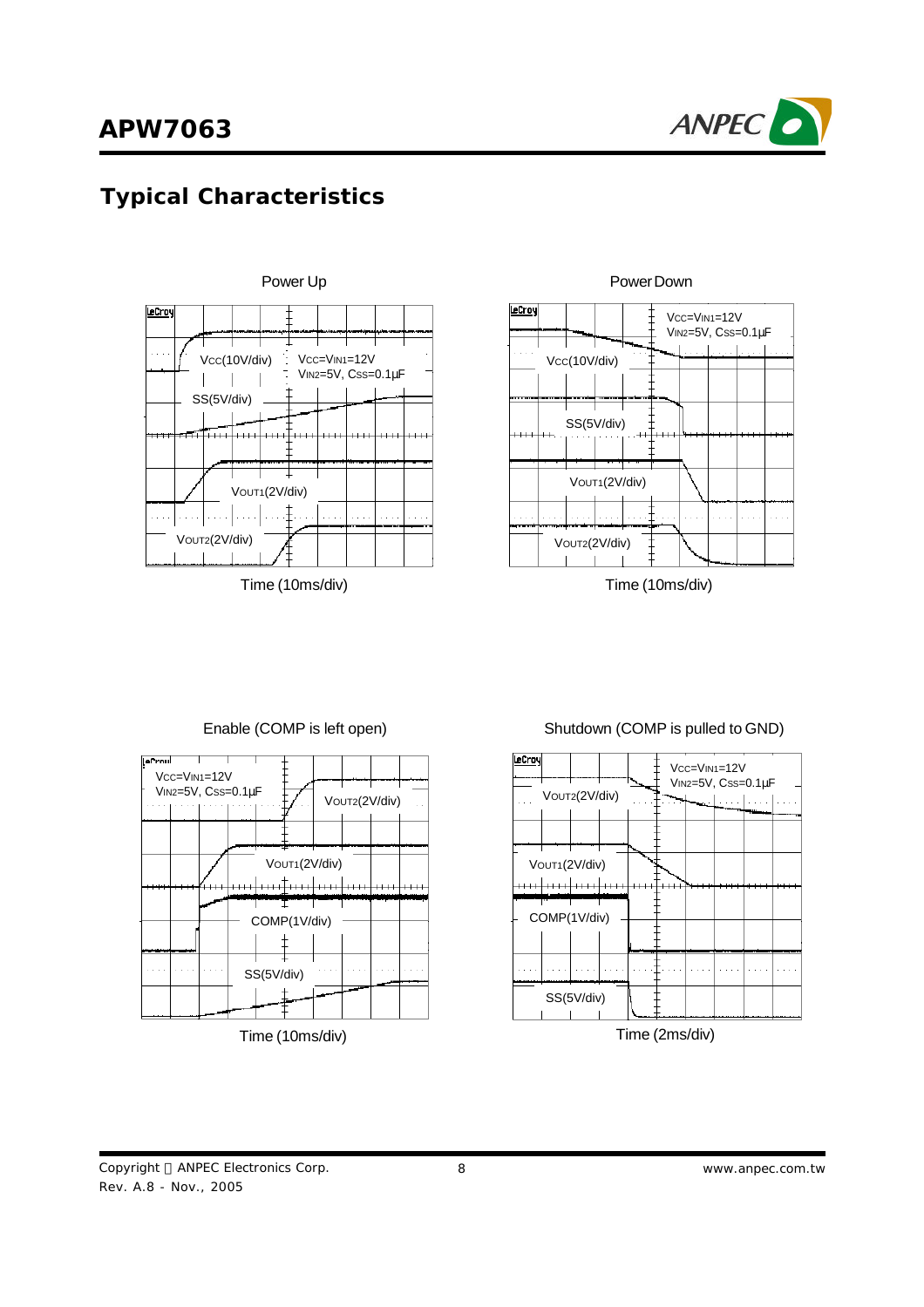## Typical Characteristics

Power Up

$V_{CC}$(10V/div)

$V_{CC}=V_{IN1}=12V$
$V_{IN2}=5V$, $C_{SS}=0.1\mu F$

SS(5V/div)

$V_{OUT1}$(2V/div)

$V_{OUT2}$(2V/div)

Time (10ms/div)

Power Down

$V_{CC}=V_{IN1}=12V$
$V_{IN2}=5V$, $C_{SS}=0.1\mu F$

$V_{CC}$(10V/div)

SS(5V/div)

$V_{OUT1}$(2V/div)

$V_{OUT2}$(2V/div)

Time (10ms/div)

Enable (COMP is left open)

$V_{CC}=V_{IN1}=12V$
$V_{IN2}=5V$, $C_{SS}=0.1\mu F$

$V_{OUT2}$(2V/div)

$V_{OUT1}$(2V/div)

COMP(1V/div)

SS(5V/div)

Time (10ms/div)

Shutdown (COMP is pulled to GND)

$V_{CC}=V_{IN1}=12V$
$V_{IN2}=5V$, $C_{SS}=0.1\mu F$

$V_{OUT2}$(2V/div)

$V_{OUT1}$(2V/div)

COMP(1V/div)

SS(5V/div)

Time (2ms/div)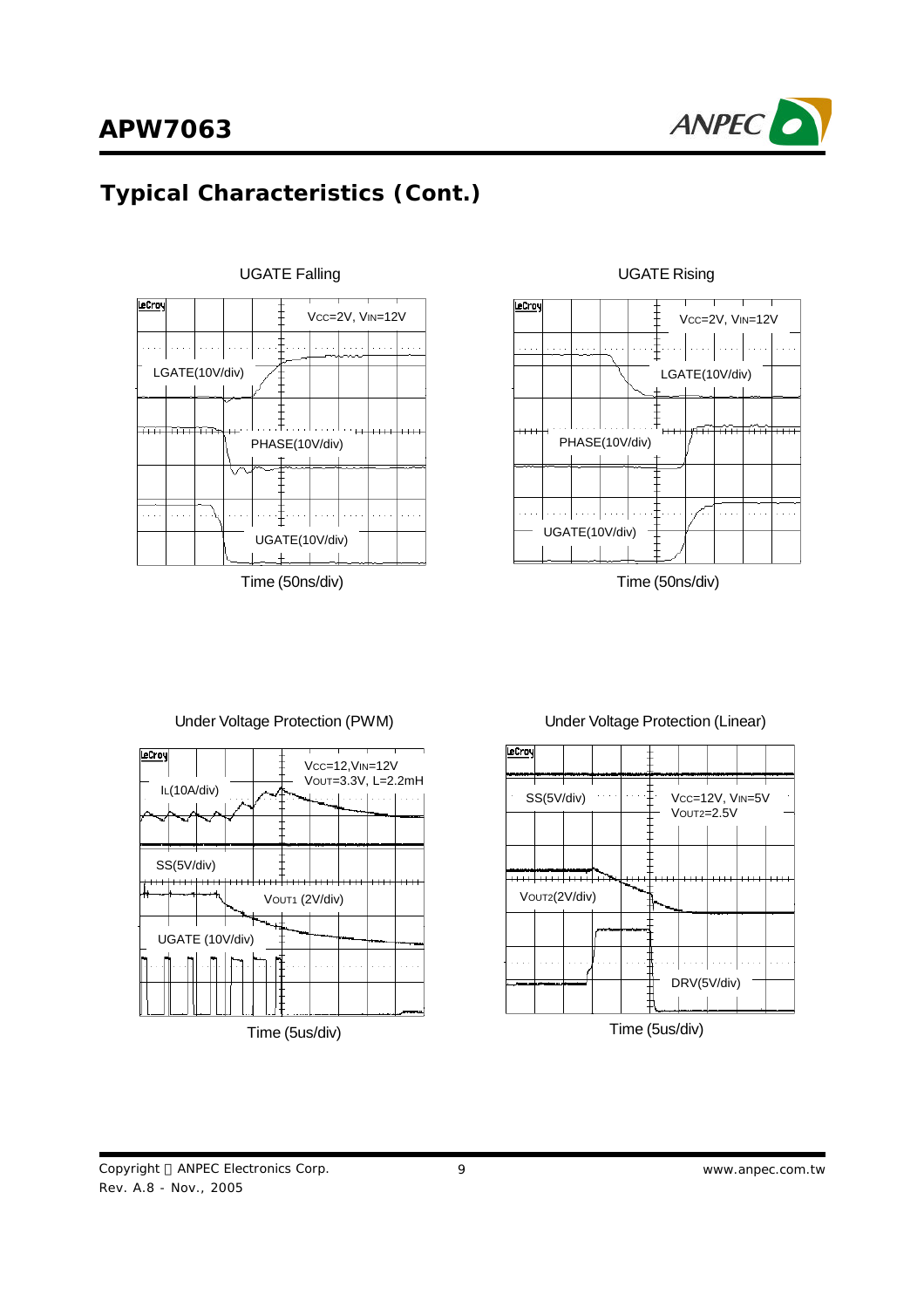## Typical Characteristics (Cont.)

UGATE Falling

$V_{CC}$=2V, $V_{IN}$=12V

LGATE(10V/div)

PHASE(10V/div)

UGATE(10V/div)

Time (50ns/div)

UGATE Rising

$V_{CC}$=2V, $V_{IN}$=12V

LGATE(10V/div)

PHASE(10V/div)

UGATE(10V/div)

Time (50ns/div)

Under Voltage Protection (PWM)

$V_{CC}$=12,$V_{IN}$=12V
$V_{OUT}$=3.3V, L=2.2mH

$I_L$(10A/div)

SS(5V/div)

$V_{OUT1}$ (2V/div)

UGATE (10V/div)

Time (5us/div)

Under Voltage Protection (Linear)

SS(5V/div)

$V_{CC}$=12V, $V_{IN}$=5V
$V_{OUT2}$=2.5V

$V_{OUT2}$(2V/div)

DRV(5V/div)

Time (5us/div)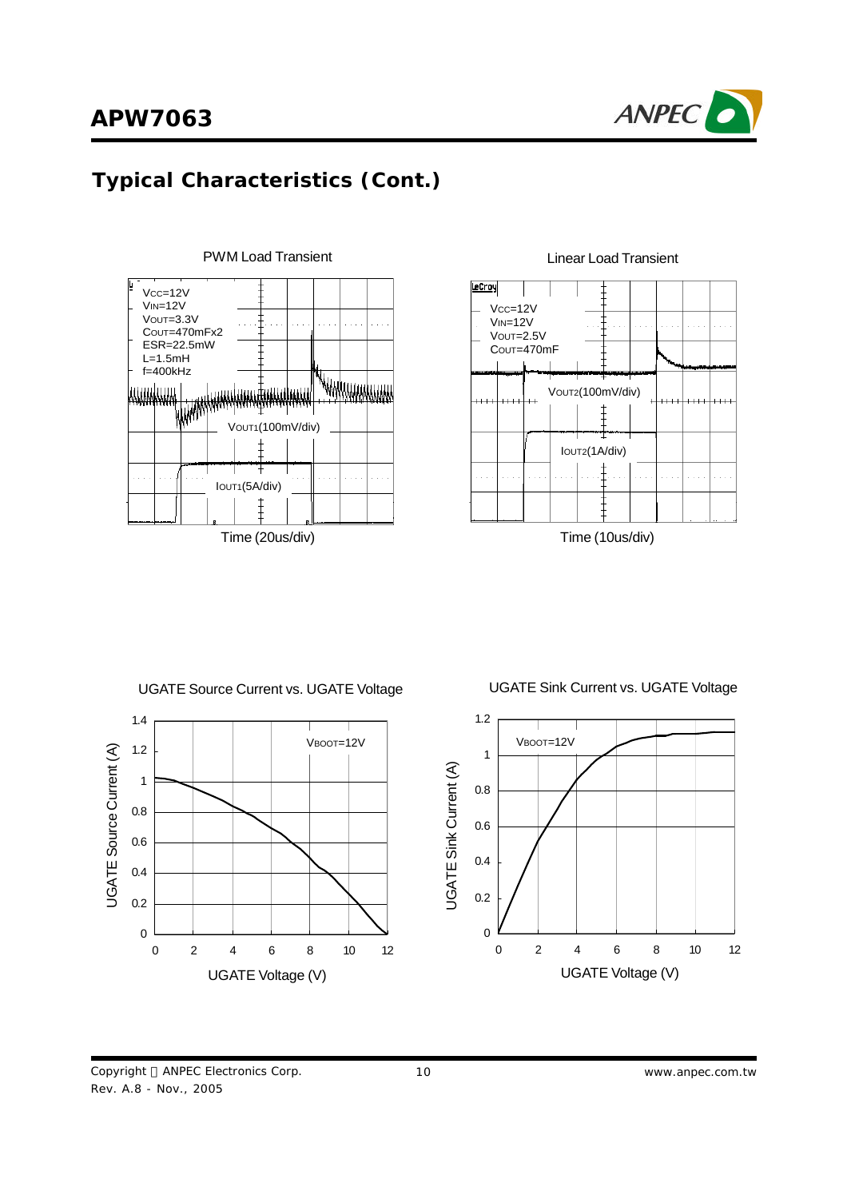## Typical Characteristics (Cont.)

PWM Load Transient

$V_{CC}$=12V
$V_{IN}$=12V
$V_{OUT}$=3.3V
$C_{OUT}$=470mFx2
ESR=22.5mW
L=1.5mH
f=400kHz

$V_{OUT1}$(100mV/div)

$I_{OUT1}$(5A/div)

Time (20us/div)

Linear Load Transient

$V_{CC}$=12V
$V_{IN}$=12V
$V_{OUT}$=2.5V
$C_{OUT}$=470mF

$V_{OUT2}$(100mV/div)

$I_{OUT2}$(1A/div)

Time (10us/div)

UGATE Source Current vs. UGATE Voltage

$V_{BOOT}$=12V

UGATE Source Current (A)

UGATE Voltage (V)

UGATE Sink Current vs. UGATE Voltage

$V_{BOOT}$=12V

UGATE Sink Current (A)

UGATE Voltage (V)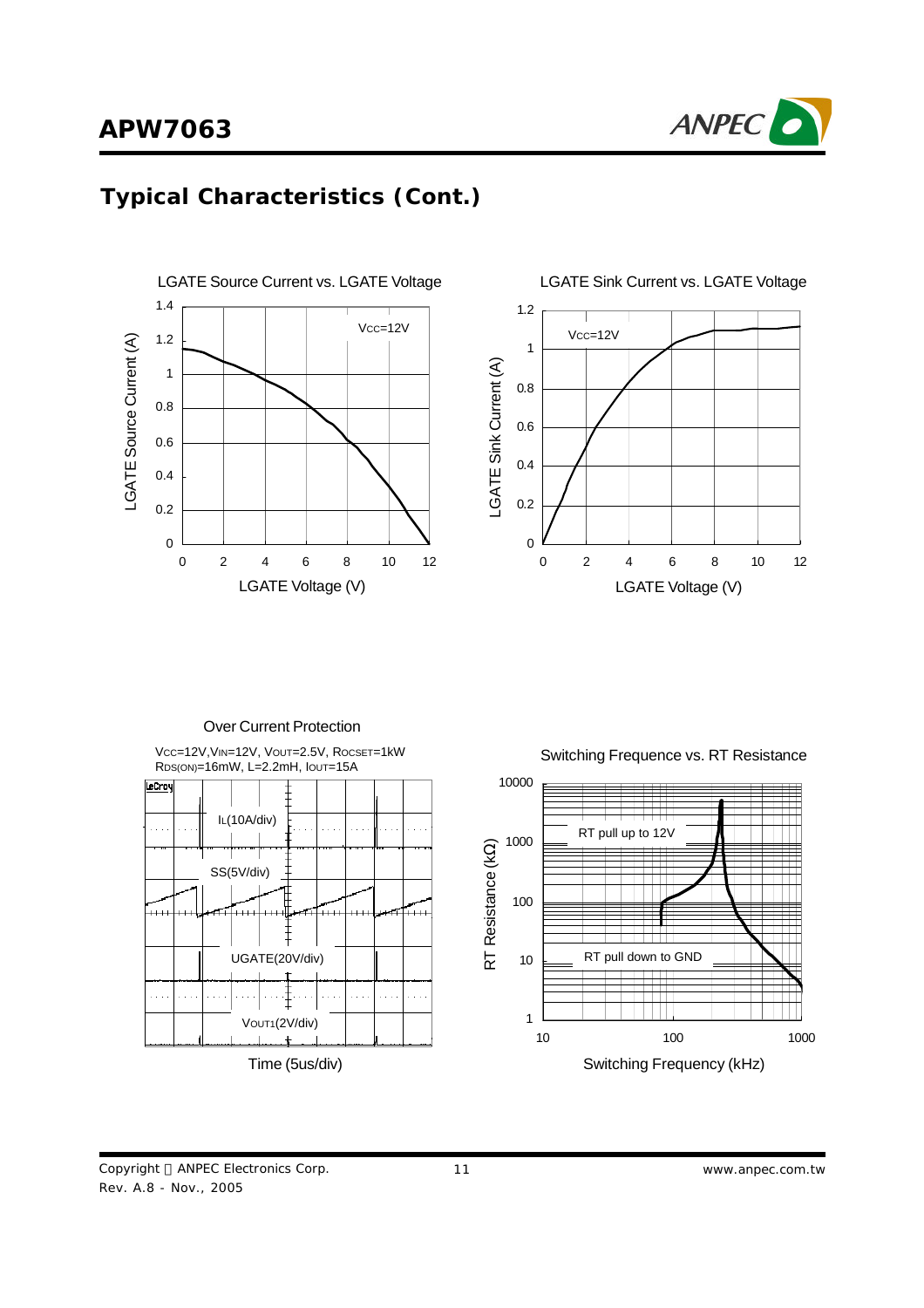## Typical Characteristics (Cont.)

LGATE Source Current vs. LGATE Voltage

$V_{CC}$=12V

LGATE Source Current (A)

LGATE Voltage (V)

LGATE Sink Current vs. LGATE Voltage

$V_{CC}$=12V

LGATE Sink Current (A)

LGATE Voltage (V)

Over Current Protection

$V_{CC}$=12V, $V_{IN}$=12V, $V_{OUT}$=2.5V, $R_{OCSET}$=1kW
$R_{DS(ON)}$=16mW, L=2.2mH, $I_{OUT}$=15A

$I_L$(10A/div)

SS(5V/div)

UGATE(20V/div)

$V_{OUT1}$(2V/div)

Time (5us/div)

Switching Frequence vs. RT Resistance

RT pull up to 12V

RT pull down to GND

RT Resistance (kΩ)

Switching Frequency (kHz)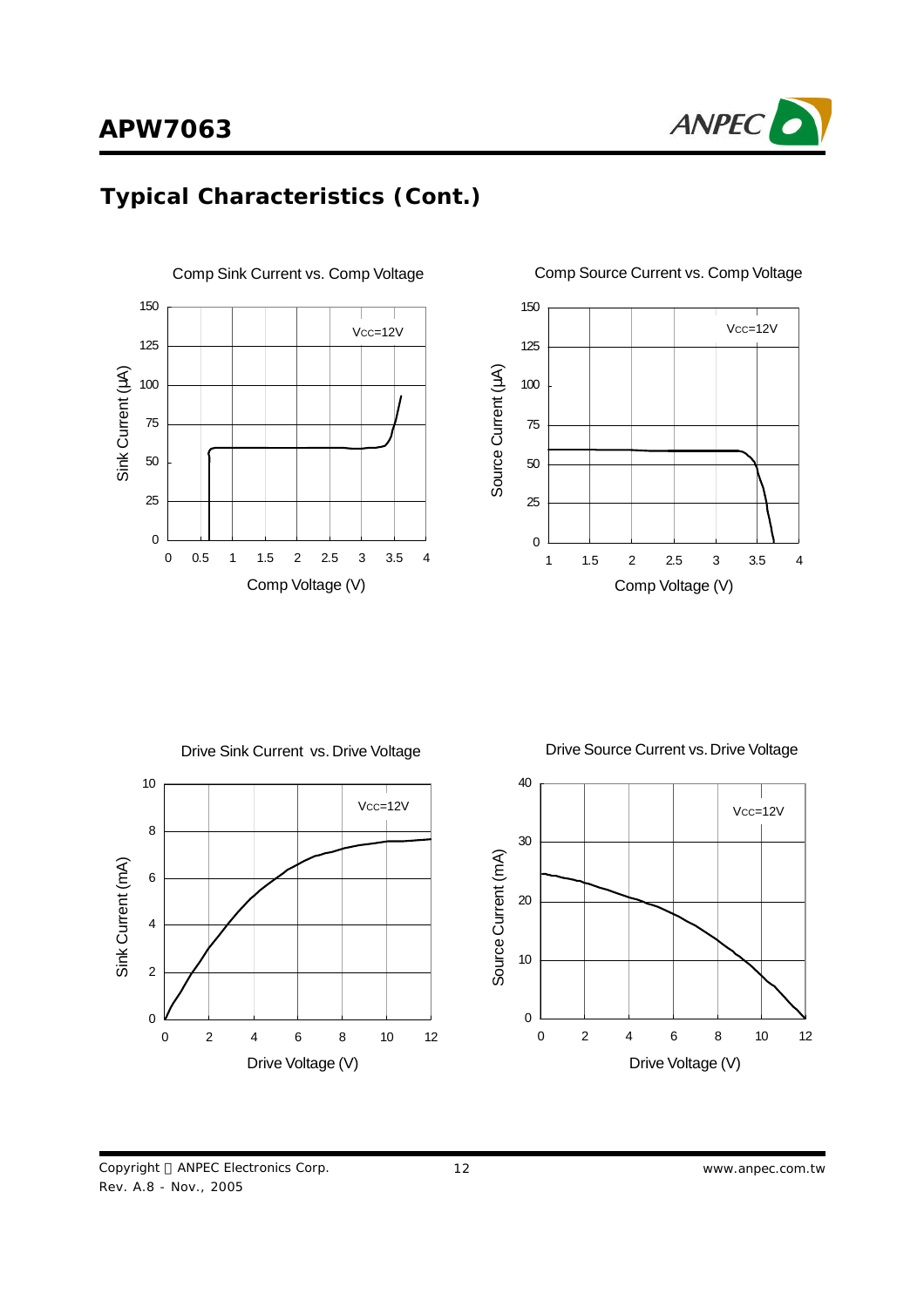## Typical Characteristics (Cont.)

Comp Sink Current vs. Comp Voltage

Comp Source Current vs. Comp Voltage

Drive Sink Current vs. Drive Voltage

Drive Source Current vs. Drive Voltage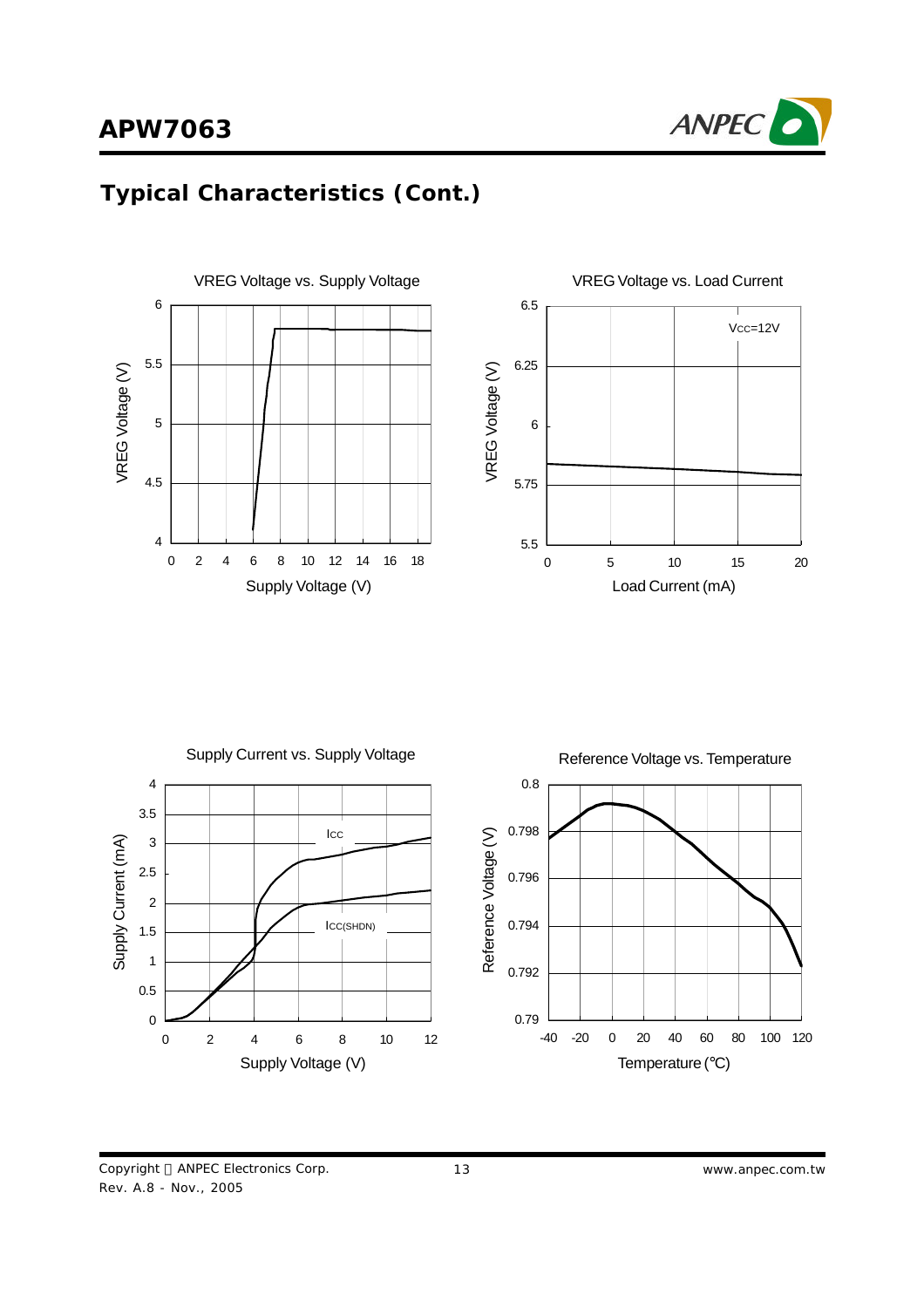## Typical Characteristics (Cont.)

VREG Voltage vs. Supply Voltage

VREG Voltage vs. Load Current

Supply Current vs. Supply Voltage

Reference Voltage vs. Temperature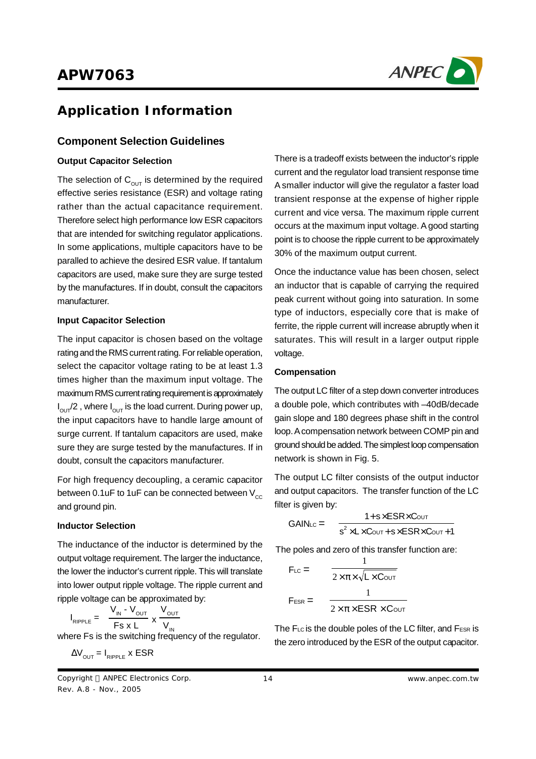## Application Information

### Component Selection Guidelines

#### Output Capacitor Selection

The selection of $C_{OUT}$ is determined by the required effective series resistance (ESR) and voltage rating rather than the actual capacitance requirement. Therefore select high performance low ESR capacitors that are intended for switching regulator applications. In some applications, multiple capacitors have to be paralled to achieve the desired ESR value. If tantalum capacitors are used, make sure they are surge tested by the manufactures. If in doubt, consult the capacitors manufacturer.

#### Input Capacitor Selection

The input capacitor is chosen based on the voltage rating and the RMS current rating. For reliable operation, select the capacitor voltage rating to be at least 1.3 times higher than the maximum input voltage. The maximum RMS current rating requirement is approximately $I_{OUT}/2$ , where $I_{OUT}$ is the load current. During power up, the input capacitors have to handle large amount of surge current. If tantalum capacitors are used, make sure they are surge tested by the manufactures. If in doubt, consult the capacitors manufacturer.

For high frequency decoupling, a ceramic capacitor between 0.1uF to 1uF can be connected between $V_{CC}$ and ground pin.

#### Inductor Selection

The inductance of the inductor is determined by the output voltage requirement. The larger the inductance, the lower the inductor's current ripple. This will translate into lower output ripple voltage. The ripple current and ripple voltage can be approximated by:

$$I_{RIPPLE} = \frac{V_{IN} - V_{OUT}}{Fs \times L} \times \frac{V_{OUT}}{V_{IN}}$$

where Fs is the switching frequency of the regulator.

$$\Delta V_{OUT} = I_{RIPPLE} \times ESR$$

There is a tradeoff exists between the inductor's ripple current and the regulator load transient response time A smaller inductor will give the regulator a faster load transient response at the expense of higher ripple current and vice versa. The maximum ripple current occurs at the maximum input voltage. A good starting point is to choose the ripple current to be approximately 30% of the maximum output current.

Once the inductance value has been chosen, select an inductor that is capable of carrying the required peak current without going into saturation. In some type of inductors, especially core that is make of ferrite, the ripple current will increase abruptly when it saturates. This will result in a larger output ripple voltage.

#### Compensation

The output LC filter of a step down converter introduces a double pole, which contributes with –40dB/decade gain slope and 180 degrees phase shift in the control loop. A compensation network between COMP pin and ground should be added. The simplest loop compensation network is shown in Fig. 5.

The output LC filter consists of the output inductor and output capacitors. The transfer function of the LC filter is given by:

$$GAIN_{LC} = \frac{1 + s \times ESR \times C_{OUT}}{s^2 \times L \times C_{OUT} + s \times ESR \times C_{OUT} + 1}$$

The poles and zero of this transfer function are:

$$F_{LC} = \frac{1}{2 \times \pi \times \sqrt{L \times C_{OUT}}}$$

$$F_{ESR} = \frac{1}{2 \times \pi \times ESR \times C_{OUT}}$$

The $F_{LC}$ is the double poles of the LC filter, and $F_{ESR}$ is the zero introduced by the ESR of the output capacitor.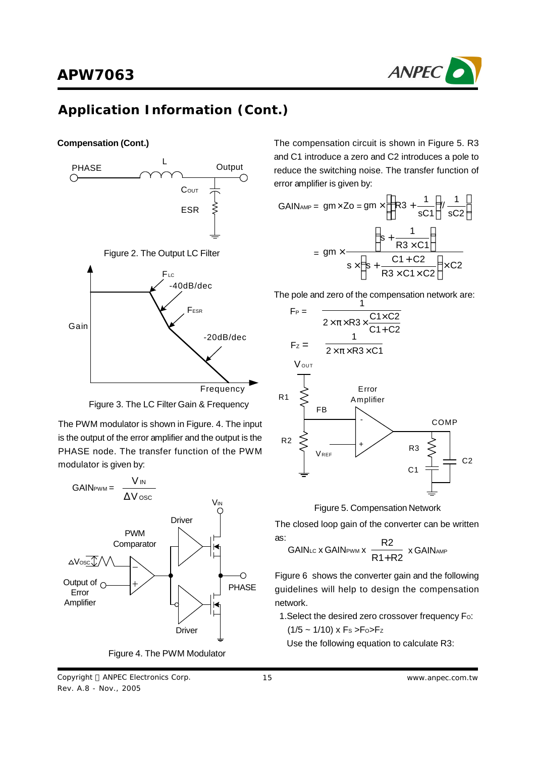## Application Information (Cont.)

**Compensation (Cont.)**

Figure 2. The Output LC Filter

Figure 3. The LC Filter Gain & Frequency

The PWM modulator is shown in Figure. 4. The input is the output of the error amplifier and the output is the PHASE node. The transfer function of the PWM modulator is given by:

$$GAIN_{PWM} = \frac{V_{IN}}{\Delta V_{OSC}}$$

Figure 4. The PWM Modulator

The compensation circuit is shown in Figure 5. R3 and C1 introduce a zero and C2 introduces a pole to reduce the switching noise. The transfer function of error amplifier is given by:

$$GAIN_{AMP} = gm \times Zo = gm \times \left[\left(R3 + \frac{1}{sC1}\right) // \frac{1}{sC2}\right]$$

$$= gm \times \frac{\left(s + \frac{1}{R3 \times C1}\right)}{s \times \left(s + \frac{C1 + C2}{R3 \times C1 \times C2}\right) \times C2}$$

The pole and zero of the compensation network are:

$$F_P = \frac{1}{2 \times \pi \times R3 \times \frac{C1 \times C2}{C1 + C2}}$$

$$F_Z = \frac{1}{2 \times \pi \times R3 \times C1}$$

Figure 5. Compensation Network

The closed loop gain of the converter can be written as:

$$GAIN_{LC} \times GAIN_{PWM} \times \frac{R2}{R1 + R2} \times GAIN_{AMP}$$

Figure 6 shows the converter gain and the following guidelines will help to design the compensation network.

1. Select the desired zero crossover frequency $F_O$:

   $(1/5 \sim 1/10) \times F_S > F_O > F_Z$

   Use the following equation to calculate R3: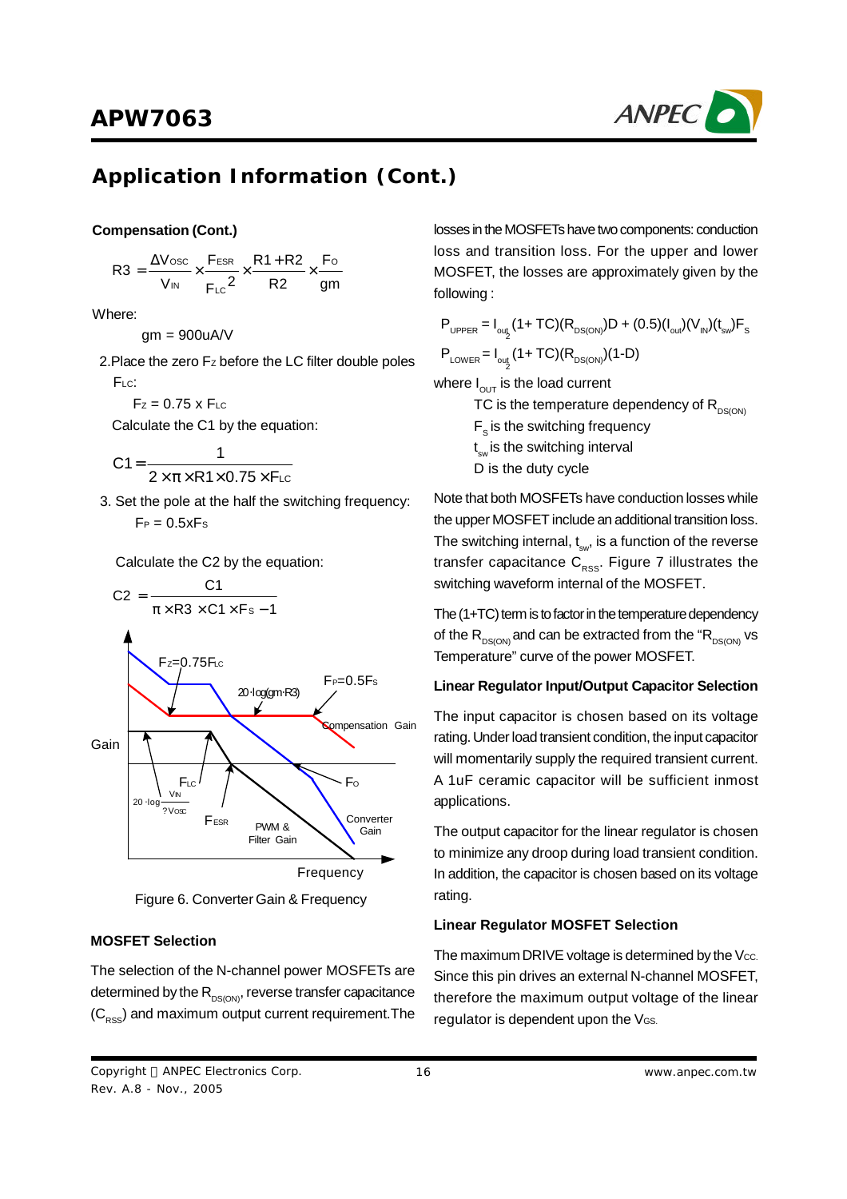## Application Information (Cont.)

**Compensation (Cont.)**

$$R3 = \frac{\Delta V_{OSC}}{V_{IN}} \times \frac{F_{ESR}}{F_{LC}^{2}} \times \frac{R1+R2}{R2} \times \frac{F_{O}}{gm}$$

Where:

gm = 900uA/V

2. Place the zero $F_Z$ before the LC filter double poles $F_{LC}$:

   $F_Z = 0.75 \times F_{LC}$

   Calculate the C1 by the equation:

$$C1 = \frac{1}{2 \times \pi \times R1 \times 0.75 \times F_{LC}}$$

3. Set the pole at the half the switching frequency:

   $F_P = 0.5 x F_S$

   Calculate the C2 by the equation:

$$C2 = \frac{C1}{\pi \times R3 \times C1 \times F_S - 1}$$

Figure 6. Converter Gain & Frequency

**MOSFET Selection**

The selection of the N-channel power MOSFETs are determined by the $R_{DS(ON)}$, reverse transfer capacitance ($C_{RSS}$) and maximum output current requirement. The losses in the MOSFETs have two components: conduction loss and transition loss. For the upper and lower MOSFET, the losses are approximately given by the following :

$$P_{UPPER} = I_{out}^{2}(1+TC)(R_{DS(ON)})D + (0.5)(I_{out})(V_{IN})(t_{sw})F_S$$

$$P_{LOWER} = I_{out}^{2}(1+TC)(R_{DS(ON)})(1-D)$$

where $I_{OUT}$ is the load current

TC is the temperature dependency of $R_{DS(ON)}$

$F_S$ is the switching frequency

$t_{sw}$ is the switching interval

D is the duty cycle

Note that both MOSFETs have conduction losses while the upper MOSFET include an additional transition loss. The switching internal, $t_{sw}$, is a function of the reverse transfer capacitance $C_{RSS}$. Figure 7 illustrates the switching waveform internal of the MOSFET.

The (1+TC) term is to factor in the temperature dependency of the $R_{DS(ON)}$ and can be extracted from the "$R_{DS(ON)}$ vs Temperature" curve of the power MOSFET.

**Linear Regulator Input/Output Capacitor Selection**

The input capacitor is chosen based on its voltage rating. Under load transient condition, the input capacitor will momentarily supply the required transient current. A 1uF ceramic capacitor will be sufficient inmost applications.

The output capacitor for the linear regulator is chosen to minimize any droop during load transient condition. In addition, the capacitor is chosen based on its voltage rating.

**Linear Regulator MOSFET Selection**

The maximum DRIVE voltage is determined by the $V_{CC}$. Since this pin drives an external N-channel MOSFET, therefore the maximum output voltage of the linear regulator is dependent upon the $V_{GS}$.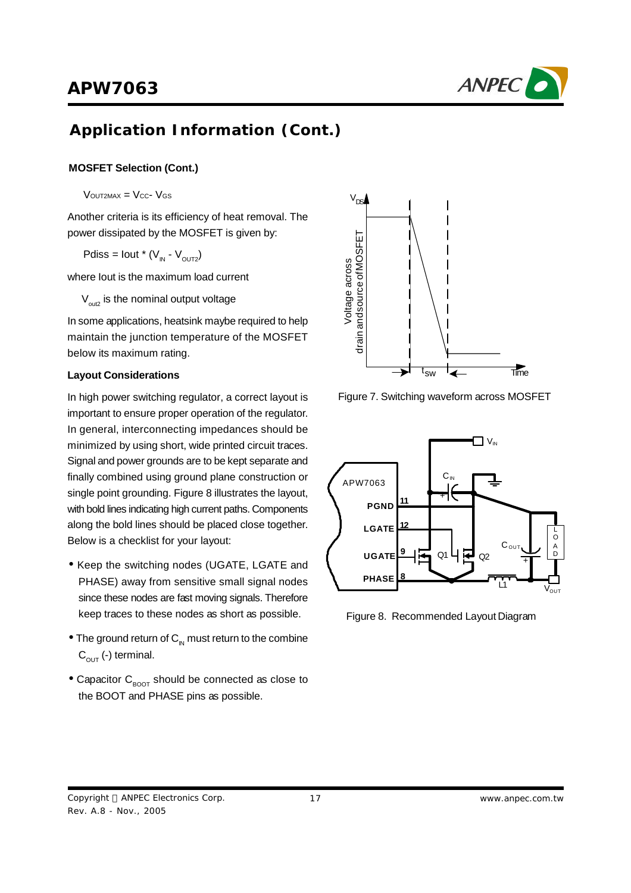## Application Information (Cont.)

### MOSFET Selection (Cont.)

$V_{OUT2MAX} = V_{CC} - V_{GS}$

Another criteria is its efficiency of heat removal. The power dissipated by the MOSFET is given by:

$P_{diss} = I_{out} * (V_{IN} - V_{OUT2})$

where Iout is the maximum load current

$V_{out2}$ is the nominal output voltage

In some applications, heatsink maybe required to help maintain the junction temperature of the MOSFET below its maximum rating.

### Layout Considerations

In high power switching regulator, a correct layout is important to ensure proper operation of the regulator. In general, interconnecting impedances should be minimized by using short, wide printed circuit traces. Signal and power grounds are to be kept separate and finally combined using ground plane construction or single point grounding. Figure 8 illustrates the layout, with bold lines indicating high current paths. Components along the bold lines should be placed close together. Below is a checklist for your layout:

- Keep the switching nodes (UGATE, LGATE and PHASE) away from sensitive small signal nodes since these nodes are fast moving signals. Therefore keep traces to these nodes as short as possible.
- The ground return of $C_{IN}$ must return to the combine $C_{OUT}$ (-) terminal.
- Capacitor $C_{BOOT}$ should be connected as close to the BOOT and PHASE pins as possible.

Figure 7. Switching waveform across MOSFET

Figure 8. Recommended Layout Diagram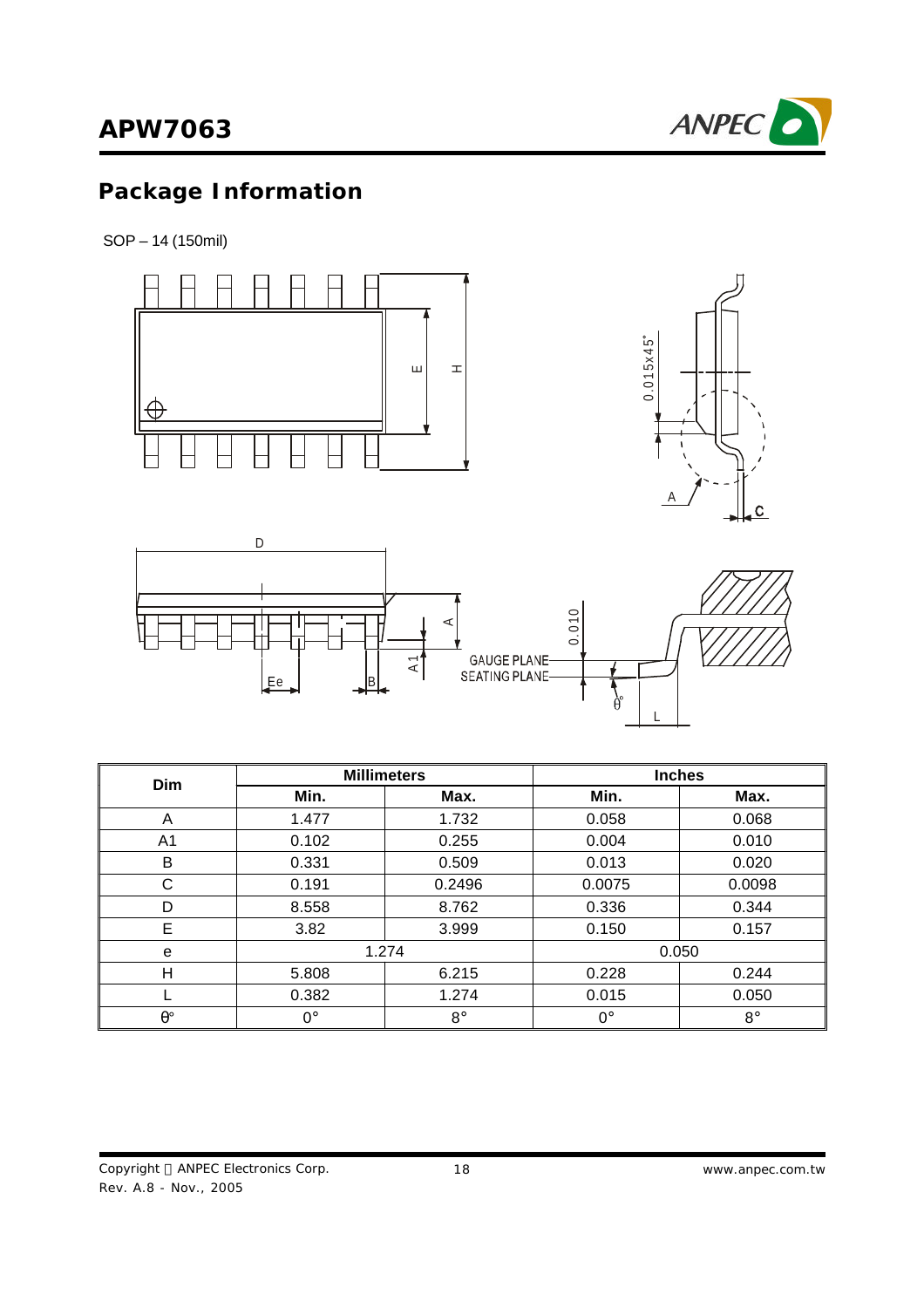## Package Information

SOP – 14 (150mil)

| Dim | Millimeters | | Inches | |
|---|---|---|---|---|
| | Min. | Max. | Min. | Max. |
| A | 1.477 | 1.732 | 0.058 | 0.068 |
| A1 | 0.102 | 0.255 | 0.004 | 0.010 |
| B | 0.331 | 0.509 | 0.013 | 0.020 |
| C | 0.191 | 0.2496 | 0.0075 | 0.0098 |
| D | 8.558 | 8.762 | 0.336 | 0.344 |
| E | 3.82 | 3.999 | 0.150 | 0.157 |
| e | 1.274 | | 0.050 | |
| H | 5.808 | 6.215 | 0.228 | 0.244 |
| L | 0.382 | 1.274 | 0.015 | 0.050 |
| θ° | 0° | 8° | 0° | 8° |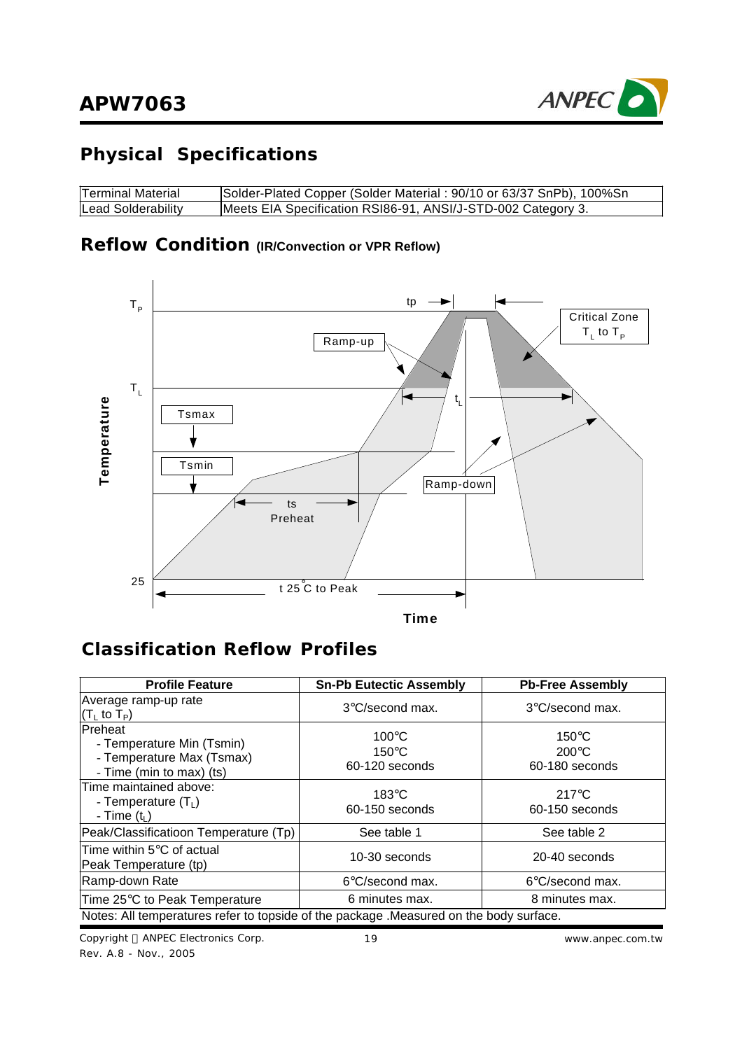## Physical Specifications

| Terminal Material | Solder-Plated Copper (Solder Material : 90/10 or 63/37 SnPb), 100%Sn |
|---|---|
| Lead Solderability | Meets EIA Specification RSI86-91, ANSI/J-STD-002 Category 3. |

## Reflow Condition (IR/Convection or VPR Reflow)

## Classification Reflow Profiles

| Profile Feature | Sn-Pb Eutectic Assembly | Pb-Free Assembly |
|---|---|---|
| Average ramp-up rate ($T_L$ to $T_P$) | 3°C/second max. | 3°C/second max. |
| Preheat<br>- Temperature Min (Tsmin)<br>- Temperature Max (Tsmax)<br>- Time (min to max) (ts) | 100°C<br>150°C<br>60-120 seconds | 150°C<br>200°C<br>60-180 seconds |
| Time maintained above:<br>- Temperature ($T_L$)<br>- Time ($t_L$) | 183°C<br>60-150 seconds | 217°C<br>60-150 seconds |
| Peak/Classificatioon Temperature (Tp) | See table 1 | See table 2 |
| Time within 5°C of actual Peak Temperature (tp) | 10-30 seconds | 20-40 seconds |
| Ramp-down Rate | 6°C/second max. | 6°C/second max. |
| Time 25°C to Peak Temperature | 6 minutes max. | 8 minutes max. |

Notes: All temperatures refer to topside of the package .Measured on the body surface.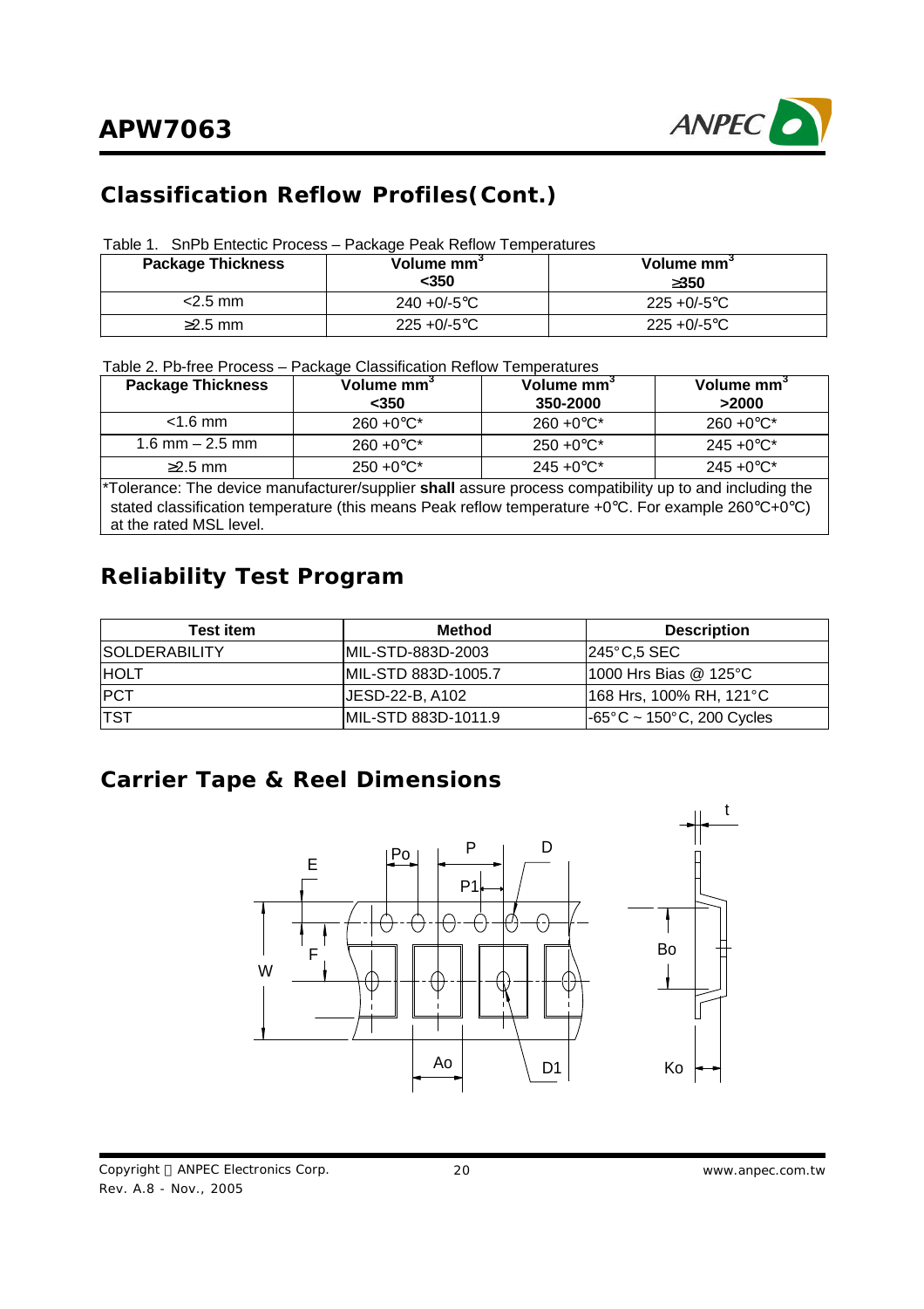## Classification Reflow Profiles(Cont.)

Table 1. SnPb Entectic Process – Package Peak Reflow Temperatures

| Package Thickness | Volume mm$^3$ <350 | Volume mm$^3$ ≥350 |
|---|---|---|
| <2.5 mm | 240 +0/-5°C | 225 +0/-5°C |
| ≥2.5 mm | 225 +0/-5°C | 225 +0/-5°C |

Table 2. Pb-free Process – Package Classification Reflow Temperatures

| Package Thickness | Volume mm$^3$ <350 | Volume mm$^3$ 350-2000 | Volume mm$^3$ >2000 |
|---|---|---|---|
| <1.6 mm | 260 +0°C* | 260 +0°C* | 260 +0°C* |
| 1.6 mm – 2.5 mm | 260 +0°C* | 250 +0°C* | 245 +0°C* |
| ≥2.5 mm | 250 +0°C* | 245 +0°C* | 245 +0°C* |

*Tolerance: The device manufacturer/supplier **shall** assure process compatibility up to and including the stated classification temperature (this means Peak reflow temperature +0°C. For example 260°C+0°C) at the rated MSL level.

## Reliability Test Program

| Test item | Method | Description |
|---|---|---|
| SOLDERABILITY | MIL-STD-883D-2003 | 245°C,5 SEC |
| HOLT | MIL-STD 883D-1005.7 | 1000 Hrs Bias @ 125°C |
| PCT | JESD-22-B, A102 | 168 Hrs, 100% RH, 121°C |
| TST | MIL-STD 883D-1011.9 | -65°C ~ 150°C, 200 Cycles |

## Carrier Tape & Reel Dimensions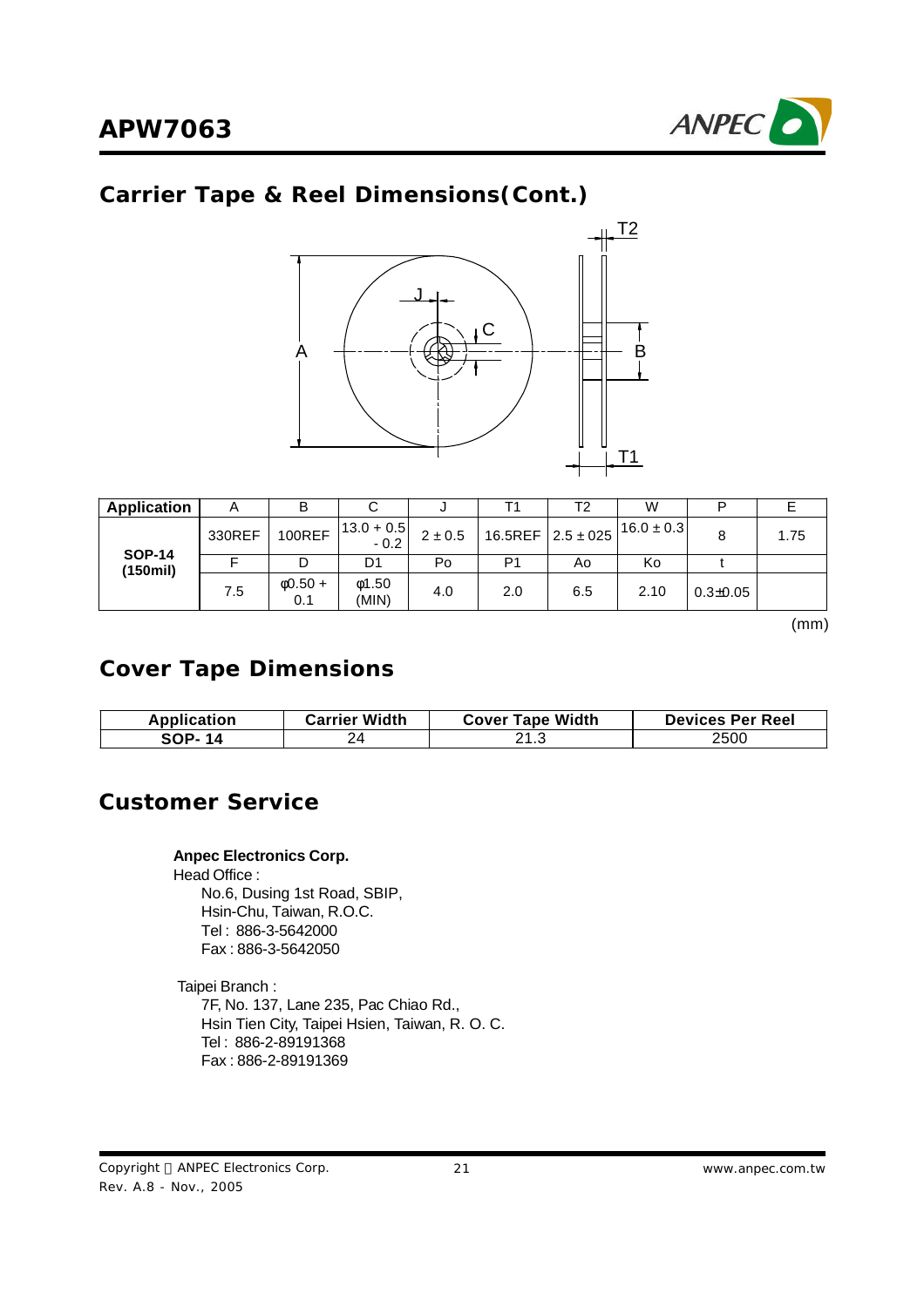## Carrier Tape & Reel Dimensions(Cont.)

T2

J

C

A

B

T1

| Application | A | B | C | J | T1 | T2 | W | P | E |
|---|---|---|---|---|---|---|---|---|---|
| SOP-14 (150mil) | 330REF | 100REF | 13.0 + 0.5 - 0.2 | 2 ± 0.5 | 16.5REF | 2.5 ± 025 | 16.0 ± 0.3 | 8 | 1.75 |
| | F | D | D1 | Po | P1 | Ao | Ko | t | |
| | 7.5 | φ0.50 + 0.1 | φ1.50 (MIN) | 4.0 | 2.0 | 6.5 | 2.10 | 0.3±0.05 | |

(mm)

## Cover Tape Dimensions

| Application | Carrier Width | Cover Tape Width | Devices Per Reel |
|---|---|---|---|
| SOP- 14 | 24 | 21.3 | 2500 |

## Customer Service

**Anpec Electronics Corp.**

Head Office :

No.6, Dusing 1st Road, SBIP,
Hsin-Chu, Taiwan, R.O.C.
Tel : 886-3-5642000
Fax : 886-3-5642050

Taipei Branch :

7F, No. 137, Lane 235, Pac Chiao Rd.,
Hsin Tien City, Taipei Hsien, Taiwan, R. O. C.
Tel : 886-2-89191368
Fax : 886-2-89191369